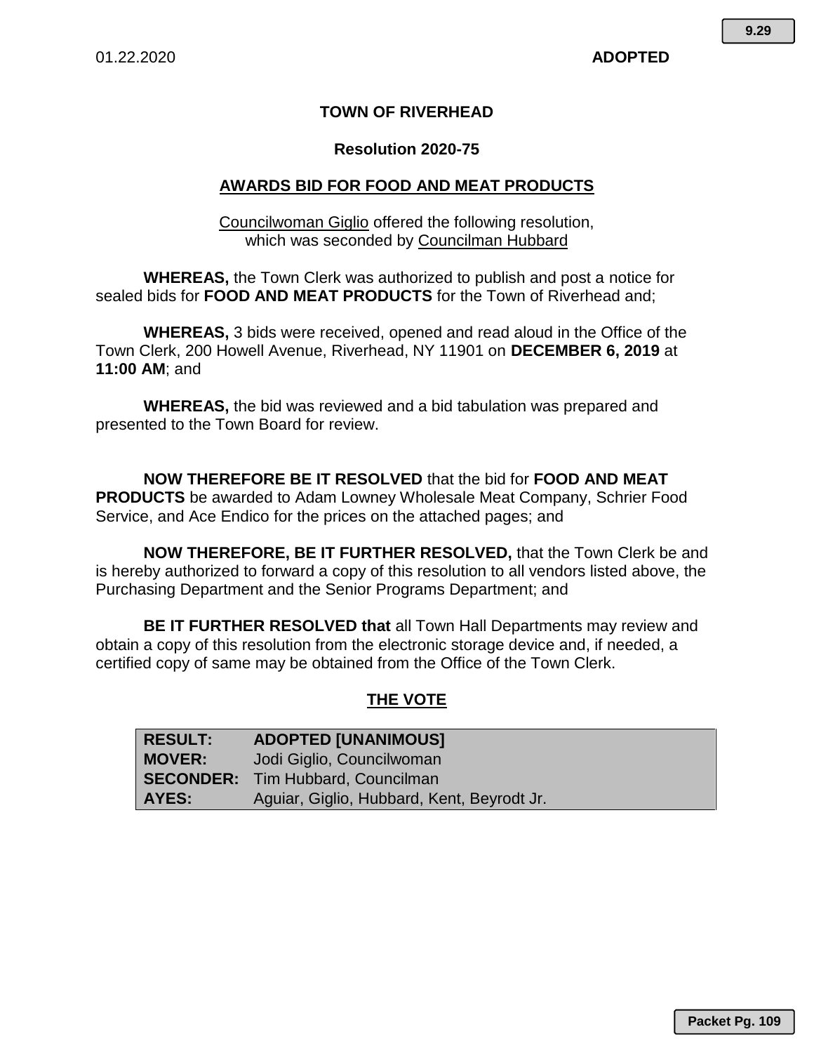01.22.2020 **ADOPTED**

**TOWN OF RIVERHEAD**

**Resolution 2020-75**

## AWARDS BID FOR FOOD AND MEAT PRODUCTS

Councilwoman Giglio offered the following resolution,
which was seconded by Councilman Hubbard

**WHEREAS,** the Town Clerk was authorized to publish and post a notice for sealed bids for **FOOD AND MEAT PRODUCTS** for the Town of Riverhead and;

**WHEREAS,** 3 bids were received, opened and read aloud in the Office of the Town Clerk, 200 Howell Avenue, Riverhead, NY 11901 on **DECEMBER 6, 2019** at **11:00 AM**; and

**WHEREAS,** the bid was reviewed and a bid tabulation was prepared and presented to the Town Board for review.

**NOW THEREFORE BE IT RESOLVED** that the bid for **FOOD AND MEAT PRODUCTS** be awarded to Adam Lowney Wholesale Meat Company, Schrier Food Service, and Ace Endico for the prices on the attached pages; and

**NOW THEREFORE, BE IT FURTHER RESOLVED,** that the Town Clerk be and is hereby authorized to forward a copy of this resolution to all vendors listed above, the Purchasing Department and the Senior Programs Department; and

**BE IT FURTHER RESOLVED that** all Town Hall Departments may review and obtain a copy of this resolution from the electronic storage device and, if needed, a certified copy of same may be obtained from the Office of the Town Clerk.

## THE VOTE

| | |
|---|---|
| **RESULT:** | **ADOPTED [UNANIMOUS]** |
| **MOVER:** | Jodi Giglio, Councilwoman |
| **SECONDER:** | Tim Hubbard, Councilman |
| **AYES:** | Aguiar, Giglio, Hubbard, Kent, Beyrodt Jr. |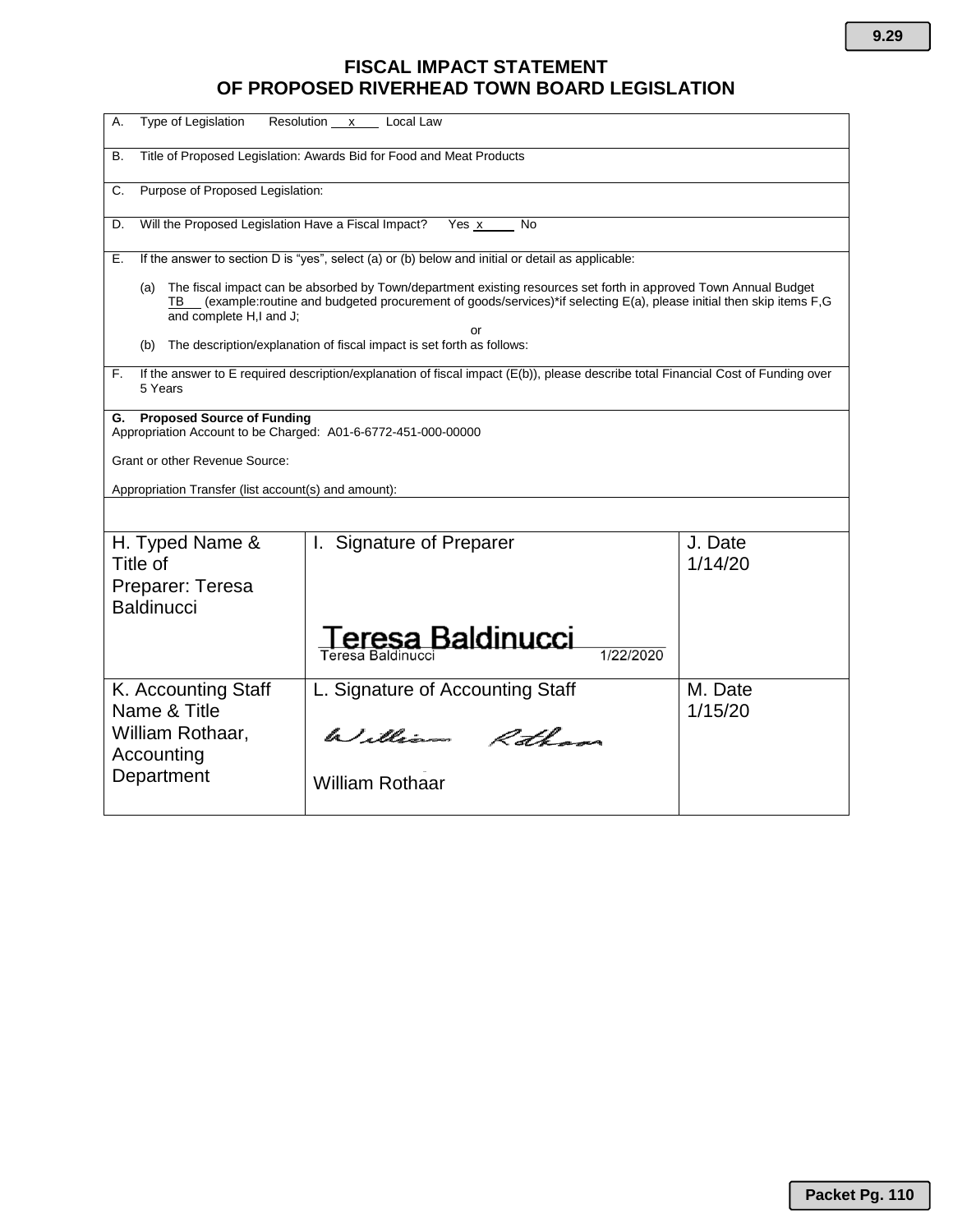# FISCAL IMPACT STATEMENT
# OF PROPOSED RIVERHEAD TOWN BOARD LEGISLATION

A. Type of Legislation Resolution \_\_x\_\_ Local Law

B. Title of Proposed Legislation: Awards Bid for Food and Meat Products

C. Purpose of Proposed Legislation:

D. Will the Proposed Legislation Have a Fiscal Impact? Yes x No

E. If the answer to section D is "yes", select (a) or (b) below and initial or detail as applicable:

(a) The fiscal impact can be absorbed by Town/department existing resources set forth in approved Town Annual Budget TB (example:routine and budgeted procurement of goods/services)*if selecting E(a), please initial then skip items F,G and complete H,I and J;

or

(b) The description/explanation of fiscal impact is set forth as follows:

F. If the answer to E required description/explanation of fiscal impact (E(b)), please describe total Financial Cost of Funding over 5 Years

**G. Proposed Source of Funding**

Appropriation Account to be Charged: A01-6-6772-451-000-00000

Grant or other Revenue Source:

Appropriation Transfer (list account(s) and amount):

| H. Typed Name & Title of Preparer: Teresa Baldinucci | I. Signature of Preparer<br><br>Teresa Baldinucci<br>Teresa Baldinucci 1/22/2020 | J. Date<br>1/14/20 |
|---|---|---|
| K. Accounting Staff Name & Title<br>William Rothaar, Accounting Department | L. Signature of Accounting Staff<br><br>William Rothaar<br><br>William Rothaar | M. Date<br>1/15/20 |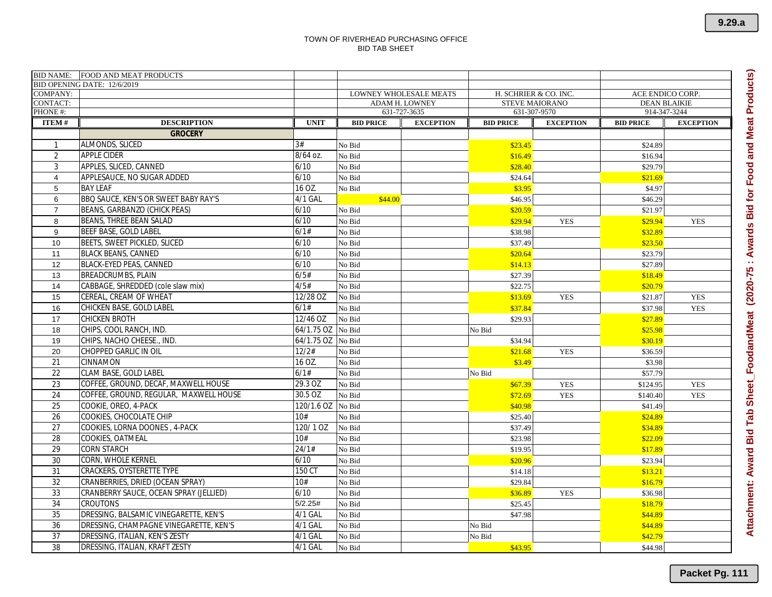TOWN OF RIVERHEAD PURCHASING OFFICE
BID TAB SHEET

| BID NAME: FOOD AND MEAT PRODUCTS | | | | | | | | |
|---|---|---|---|---|---|---|---|---|
| BID OPENING DATE: 12/6/2019 | | | | | | | | |
| COMPANY: | | | LOWNEY WHOLESALE MEATS | | H. SCHRIER & CO. INC. | | ACE ENDICO CORP. | |
| CONTACT: | | | ADAM H. LOWNEY | | STEVE MAIORANO | | DEAN BLAIKIE | |
| PHONE #: | | | 631-727-3635 | | 631-307-9570 | | 914-347-3244 | |
| **ITEM #** | **DESCRIPTION** | **UNIT** | **BID PRICE** | **EXCEPTION** | **BID PRICE** | **EXCEPTION** | **BID PRICE** | **EXCEPTION** |
| | **GROCERY** | | | | | | | |
| 1 | ALMONDS, SLICED | 3# | No Bid | | $23.45 | | $24.89 | |
| 2 | APPLE CIDER | 8/64 oz. | No Bid | | $16.49 | | $16.94 | |
| 3 | APPLES, SLICED, CANNED | 6/10 | No Bid | | $28.40 | | $29.79 | |
| 4 | APPLESAUCE, NO SUGAR ADDED | 6/10 | No Bid | | $24.64 | | $21.69 | |
| 5 | BAY LEAF | 16 OZ. | No Bid | | $3.95 | | $4.97 | |
| 6 | BBQ SAUCE, KEN'S OR SWEET BABY RAY'S | 4/1 GAL | $44.00 | | $46.95 | | $46.29 | |
| 7 | BEANS, GARBANZO (CHICK PEAS) | 6/10 | No Bid | | $20.59 | | $21.97 | |
| 8 | BEANS, THREE BEAN SALAD | 6/10 | No Bid | | $29.94 | YES | $29.94 | YES |
| 9 | BEEF BASE, GOLD LABEL | 6/1# | No Bid | | $38.98 | | $32.89 | |
| 10 | BEETS, SWEET PICKLED, SLICED | 6/10 | No Bid | | $37.49 | | $23.50 | |
| 11 | BLACK BEANS, CANNED | 6/10 | No Bid | | $20.64 | | $23.79 | |
| 12 | BLACK-EYED PEAS, CANNED | 6/10 | No Bid | | $14.13 | | $27.89 | |
| 13 | BREADCRUMBS, PLAIN | 6/5# | No Bid | | $27.39 | | $18.49 | |
| 14 | CABBAGE, SHREDDED (cole slaw mix) | 4/5# | No Bid | | $22.75 | | $20.79 | |
| 15 | CEREAL, CREAM OF WHEAT | 12/28 OZ | No Bid | | $13.69 | YES | $21.87 | YES |
| 16 | CHICKEN BASE, GOLD LABEL | 6/1# | No Bid | | $37.84 | | $37.98 | YES |
| 17 | CHICKEN BROTH | 12/46 OZ | No Bid | | $29.93 | | $27.89 | |
| 18 | CHIPS, COOL RANCH, IND. | 64/1.75 OZ | No Bid | | No Bid | | $25.98 | |
| 19 | CHIPS, NACHO CHEESE., IND. | 64/1.75 OZ | No Bid | | $34.94 | | $30.19 | |
| 20 | CHOPPED GARLIC IN OIL | 12/2# | No Bid | | $21.68 | YES | $36.59 | |
| 21 | CINNAMON | 16 OZ. | No Bid | | $3.49 | | $3.98 | |
| 22 | CLAM BASE, GOLD LABEL | 6/1# | No Bid | | No Bid | | $57.79 | |
| 23 | COFFEE, GROUND, DECAF, MAXWELL HOUSE | 29.3 OZ | No Bid | | $67.39 | YES | $124.95 | YES |
| 24 | COFFEE, GROUND, REGULAR, MAXWELL HOUSE | 30.5 OZ | No Bid | | $72.69 | YES | $140.40 | YES |
| 25 | COOKIE, OREO, 4-PACK | 120/1.6 OZ | No Bid | | $40.98 | | $41.49 | |
| 26 | COOKIES, CHOCOLATE CHIP | 10# | No Bid | | $25.40 | | $24.89 | |
| 27 | COOKIES, LORNA DOONES , 4-PACK | 120/ 1 OZ | No Bid | | $37.49 | | $34.89 | |
| 28 | COOKIES, OATMEAL | 10# | No Bid | | $23.98 | | $22.09 | |
| 29 | CORN STARCH | 24/1# | No Bid | | $19.95 | | $17.89 | |
| 30 | CORN, WHOLE KERNEL | 6/10 | No Bid | | $20.96 | | $23.94 | |
| 31 | CRACKERS, OYSTERETTE TYPE | 150 CT | No Bid | | $14.18 | | $13.21 | |
| 32 | CRANBERRIES, DRIED (OCEAN SPRAY) | 10# | No Bid | | $29.84 | | $16.79 | |
| 33 | CRANBERRY SAUCE, OCEAN SPRAY (JELLIED) | 6/10 | No Bid | | $36.89 | YES | $36.98 | |
| 34 | CROUTONS | 5/2.25# | No Bid | | $25.45 | | $18.79 | |
| 35 | DRESSING, BALSAMIC VINEGARETTE, KEN'S | 4/1 GAL | No Bid | | $47.98 | | $44.89 | |
| 36 | DRESSING, CHAMPAGNE VINEGARETTE, KEN'S | 4/1 GAL | No Bid | | No Bid | | $44.89 | |
| 37 | DRESSING, ITALIAN, KEN'S ZESTY | 4/1 GAL | No Bid | | No Bid | | $42.79 | |
| 38 | DRESSING, ITALIAN, KRAFT ZESTY | 4/1 GAL | No Bid | | $43.95 | | $44.98 | |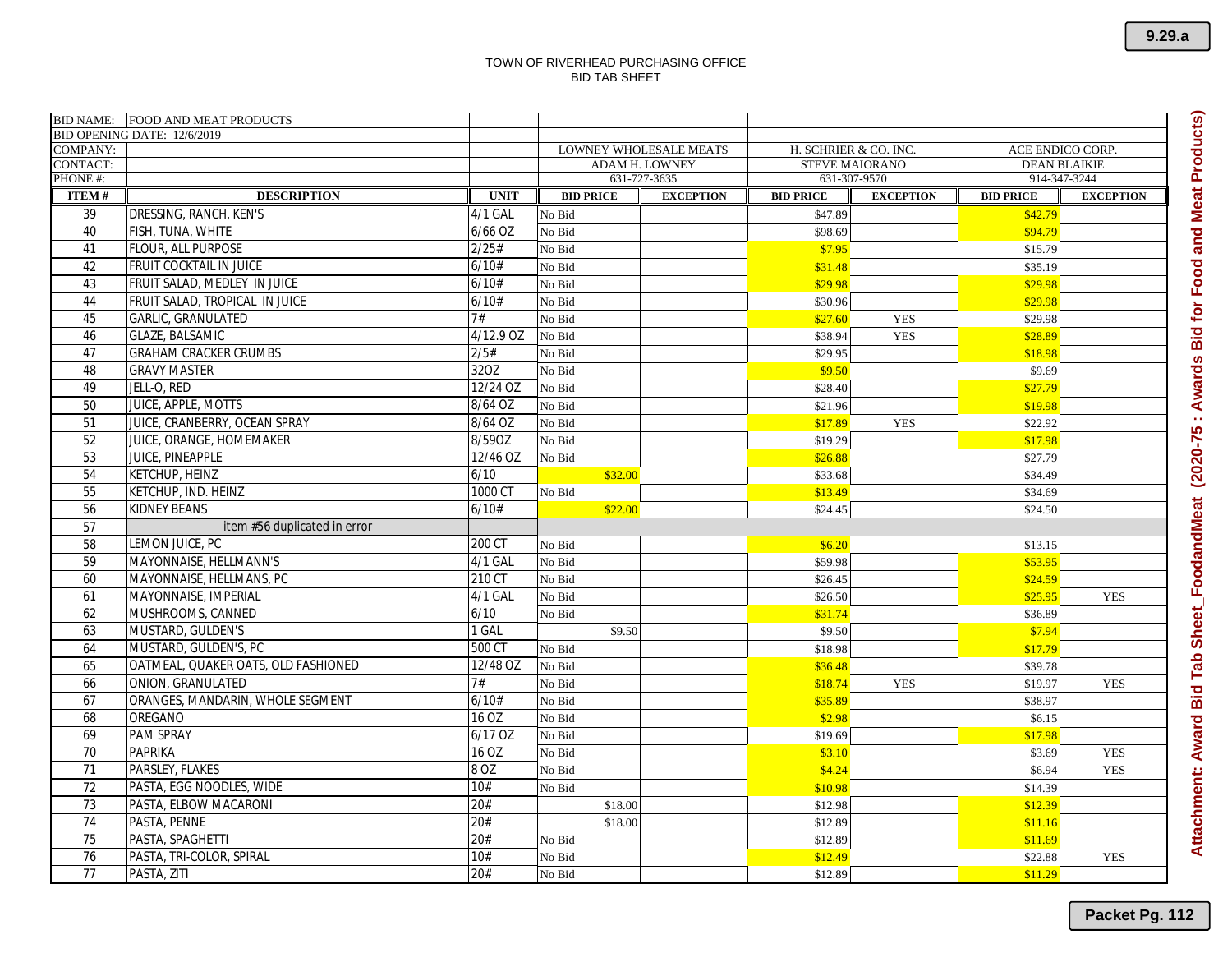TOWN OF RIVERHEAD PURCHASING OFFICE
BID TAB SHEET

| BID NAME: FOOD AND MEAT PRODUCTS | | | | | | | | |
|---|---|---|---|---|---|---|---|---|
| BID OPENING DATE: 12/6/2019 | | | | | | | | |
| COMPANY: | | | LOWNEY WHOLESALE MEATS | | H. SCHRIER & CO. INC. | | ACE ENDICO CORP. | |
| CONTACT: | | | ADAM H. LOWNEY | | STEVE MAIORANO | | DEAN BLAIKIE | |
| PHONE #: | | | 631-727-3635 | | 631-307-9570 | | 914-347-3244 | |
| **ITEM #** | **DESCRIPTION** | **UNIT** | **BID PRICE** | **EXCEPTION** | **BID PRICE** | **EXCEPTION** | **BID PRICE** | **EXCEPTION** |
| 39 | DRESSING, RANCH, KEN'S | 4/1 GAL | No Bid | | $47.89 | | $42.79 | |
| 40 | FISH, TUNA, WHITE | 6/66 OZ | No Bid | | $98.69 | | $94.79 | |
| 41 | FLOUR, ALL PURPOSE | 2/25# | No Bid | | $7.95 | | $15.79 | |
| 42 | FRUIT COCKTAIL IN JUICE | 6/10# | No Bid | | $31.48 | | $35.19 | |
| 43 | FRUIT SALAD, MEDLEY IN JUICE | 6/10# | No Bid | | $29.98 | | $29.98 | |
| 44 | FRUIT SALAD, TROPICAL IN JUICE | 6/10# | No Bid | | $30.96 | | $29.98 | |
| 45 | GARLIC, GRANULATED | 7# | No Bid | | $27.60 | YES | $29.98 | |
| 46 | GLAZE, BALSAMIC | 4/12.9 OZ | No Bid | | $38.94 | YES | $28.89 | |
| 47 | GRAHAM CRACKER CRUMBS | 2/5# | No Bid | | $29.95 | | $18.98 | |
| 48 | GRAVY MASTER | 32OZ | No Bid | | $9.50 | | $9.69 | |
| 49 | JELL-O, RED | 12/24 OZ | No Bid | | $28.40 | | $27.79 | |
| 50 | JUICE, APPLE, MOTTS | 8/64 OZ | No Bid | | $21.96 | | $19.98 | |
| 51 | JUICE, CRANBERRY, OCEAN SPRAY | 8/64 OZ | No Bid | | $17.89 | YES | $22.92 | |
| 52 | JUICE, ORANGE, HOMEMAKER | 8/59OZ | No Bid | | $19.29 | | $17.98 | |
| 53 | JUICE, PINEAPPLE | 12/46 OZ | No Bid | | $26.88 | | $27.79 | |
| 54 | KETCHUP, HEINZ | 6/10 | $32.00 | | $33.68 | | $34.49 | |
| 55 | KETCHUP, IND. HEINZ | 1000 CT | No Bid | | $13.49 | | $34.69 | |
| 56 | KIDNEY BEANS | 6/10# | $22.00 | | $24.45 | | $24.50 | |
| 57 | item #56 duplicated in error | | | | | | | |
| 58 | LEMON JUICE, PC | 200 CT | No Bid | | $6.20 | | $13.15 | |
| 59 | MAYONNAISE, HELLMANN'S | 4/1 GAL | No Bid | | $59.98 | | $53.95 | |
| 60 | MAYONNAISE, HELLMANS, PC | 210 CT | No Bid | | $26.45 | | $24.59 | |
| 61 | MAYONNAISE, IMPERIAL | 4/1 GAL | No Bid | | $26.50 | | $25.95 | YES |
| 62 | MUSHROOMS, CANNED | 6/10 | No Bid | | $31.74 | | $36.89 | |
| 63 | MUSTARD, GULDEN'S | 1 GAL | $9.50 | | $9.50 | | $7.94 | |
| 64 | MUSTARD, GULDEN'S, PC | 500 CT | No Bid | | $18.98 | | $17.79 | |
| 65 | OATMEAL, QUAKER OATS, OLD FASHIONED | 12/48 OZ | No Bid | | $36.48 | | $39.78 | |
| 66 | ONION, GRANULATED | 7# | No Bid | | $18.74 | YES | $19.97 | YES |
| 67 | ORANGES, MANDARIN, WHOLE SEGMENT | 6/10# | No Bid | | $35.89 | | $38.97 | |
| 68 | OREGANO | 16 OZ | No Bid | | $2.98 | | $6.15 | |
| 69 | PAM SPRAY | 6/17 OZ | No Bid | | $19.69 | | $17.98 | |
| 70 | PAPRIKA | 16 OZ | No Bid | | $3.10 | | $3.69 | YES |
| 71 | PARSLEY, FLAKES | 8 OZ | No Bid | | $4.24 | | $6.94 | YES |
| 72 | PASTA, EGG NOODLES, WIDE | 10# | No Bid | | $10.98 | | $14.39 | |
| 73 | PASTA, ELBOW MACARONI | 20# | $18.00 | | $12.98 | | $12.39 | |
| 74 | PASTA, PENNE | 20# | $18.00 | | $12.89 | | $11.16 | |
| 75 | PASTA, SPAGHETTI | 20# | No Bid | | $12.89 | | $11.69 | |
| 76 | PASTA, TRI-COLOR, SPIRAL | 10# | No Bid | | $12.49 | | $22.88 | YES |
| 77 | PASTA, ZITI | 20# | No Bid | | $12.89 | | $11.29 | |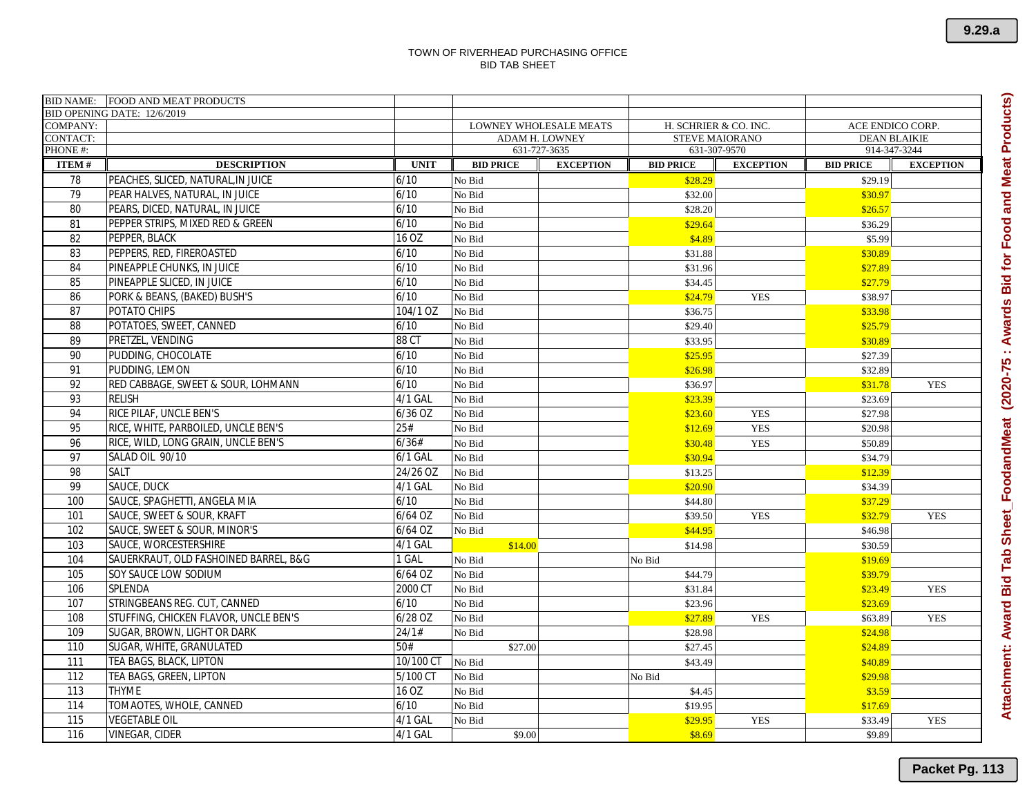TOWN OF RIVERHEAD PURCHASING OFFICE
BID TAB SHEET

| BID NAME: FOOD AND MEAT PRODUCTS | | | | | | | | |
|---|---|---|---|---|---|---|---|---|
| BID OPENING DATE: 12/6/2019 | | | | | | | | |
| COMPANY: | | | LOWNEY WHOLESALE MEATS | | H. SCHRIER & CO. INC. | | ACE ENDICO CORP. | |
| CONTACT: | | | ADAM H. LOWNEY | | STEVE MAIORANO | | DEAN BLAIKIE | |
| PHONE #: | | | 631-727-3635 | | 631-307-9570 | | 914-347-3244 | |
| **ITEM #** | **DESCRIPTION** | **UNIT** | **BID PRICE** | **EXCEPTION** | **BID PRICE** | **EXCEPTION** | **BID PRICE** | **EXCEPTION** |
| 78 | PEACHES, SLICED, NATURAL,IN JUICE | 6/10 | No Bid | | $28.29 | | $29.19 | |
| 79 | PEAR HALVES, NATURAL, IN JUICE | 6/10 | No Bid | | $32.00 | | $30.97 | |
| 80 | PEARS, DICED, NATURAL, IN JUICE | 6/10 | No Bid | | $28.20 | | $26.57 | |
| 81 | PEPPER STRIPS, MIXED RED & GREEN | 6/10 | No Bid | | $29.64 | | $36.29 | |
| 82 | PEPPER, BLACK | 16 OZ | No Bid | | $4.89 | | $5.99 | |
| 83 | PEPPERS, RED, FIREROASTED | 6/10 | No Bid | | $31.88 | | $30.89 | |
| 84 | PINEAPPLE CHUNKS, IN JUICE | 6/10 | No Bid | | $31.96 | | $27.89 | |
| 85 | PINEAPPLE SLICED, IN JUICE | 6/10 | No Bid | | $34.45 | | $27.79 | |
| 86 | PORK & BEANS, (BAKED) BUSH'S | 6/10 | No Bid | | $24.79 | YES | $38.97 | |
| 87 | POTATO CHIPS | 104/1 OZ | No Bid | | $36.75 | | $33.98 | |
| 88 | POTATOES, SWEET, CANNED | 6/10 | No Bid | | $29.40 | | $25.79 | |
| 89 | PRETZEL, VENDING | 88 CT | No Bid | | $33.95 | | $30.89 | |
| 90 | PUDDING, CHOCOLATE | 6/10 | No Bid | | $25.95 | | $27.39 | |
| 91 | PUDDING, LEMON | 6/10 | No Bid | | $26.98 | | $32.89 | |
| 92 | RED CABBAGE, SWEET & SOUR, LOHMANN | 6/10 | No Bid | | $36.97 | | $31.78 | YES |
| 93 | RELISH | 4/1 GAL | No Bid | | $23.39 | | $23.69 | |
| 94 | RICE PILAF, UNCLE BEN'S | 6/36 OZ | No Bid | | $23.60 | YES | $27.98 | |
| 95 | RICE, WHITE, PARBOILED, UNCLE BEN'S | 25# | No Bid | | $12.69 | YES | $20.98 | |
| 96 | RICE, WILD, LONG GRAIN, UNCLE BEN'S | 6/36# | No Bid | | $30.48 | YES | $50.89 | |
| 97 | SALAD OIL 90/10 | 6/1 GAL | No Bid | | $30.94 | | $34.79 | |
| 98 | SALT | 24/26 OZ | No Bid | | $13.25 | | $12.39 | |
| 99 | SAUCE, DUCK | 4/1 GAL | No Bid | | $20.90 | | $34.39 | |
| 100 | SAUCE, SPAGHETTI, ANGELA MIA | 6/10 | No Bid | | $44.80 | | $37.29 | |
| 101 | SAUCE, SWEET & SOUR, KRAFT | 6/64 OZ | No Bid | | $39.50 | YES | $32.79 | YES |
| 102 | SAUCE, SWEET & SOUR, MINOR'S | 6/64 OZ | No Bid | | $44.95 | | $46.98 | |
| 103 | SAUCE, WORCESTERSHIRE | 4/1 GAL | $14.00 | | $14.98 | | $30.59 | |
| 104 | SAUERKRAUT, OLD FASHOINED BARREL, B&G | 1 GAL | No Bid | | No Bid | | $19.69 | |
| 105 | SOY SAUCE LOW SODIUM | 6/64 OZ | No Bid | | $44.79 | | $39.79 | |
| 106 | SPLENDA | 2000 CT | No Bid | | $31.84 | | $23.49 | YES |
| 107 | STRINGBEANS REG. CUT, CANNED | 6/10 | No Bid | | $23.96 | | $23.69 | |
| 108 | STUFFING, CHICKEN FLAVOR, UNCLE BEN'S | 6/28 OZ | No Bid | | $27.89 | YES | $63.89 | YES |
| 109 | SUGAR, BROWN, LIGHT OR DARK | 24/1# | No Bid | | $28.98 | | $24.98 | |
| 110 | SUGAR, WHITE, GRANULATED | 50# | $27.00 | | $27.45 | | $24.89 | |
| 111 | TEA BAGS, BLACK, LIPTON | 10/100 CT | No Bid | | $43.49 | | $40.89 | |
| 112 | TEA BAGS, GREEN, LIPTON | 5/100 CT | No Bid | | No Bid | | $29.98 | |
| 113 | THYME | 16 OZ | No Bid | | $4.45 | | $3.59 | |
| 114 | TOMAOTES, WHOLE, CANNED | 6/10 | No Bid | | $19.95 | | $17.69 | |
| 115 | VEGETABLE OIL | 4/1 GAL | No Bid | | $29.95 | YES | $33.49 | YES |
| 116 | VINEGAR, CIDER | 4/1 GAL | $9.00 | | $8.69 | | $9.89 | |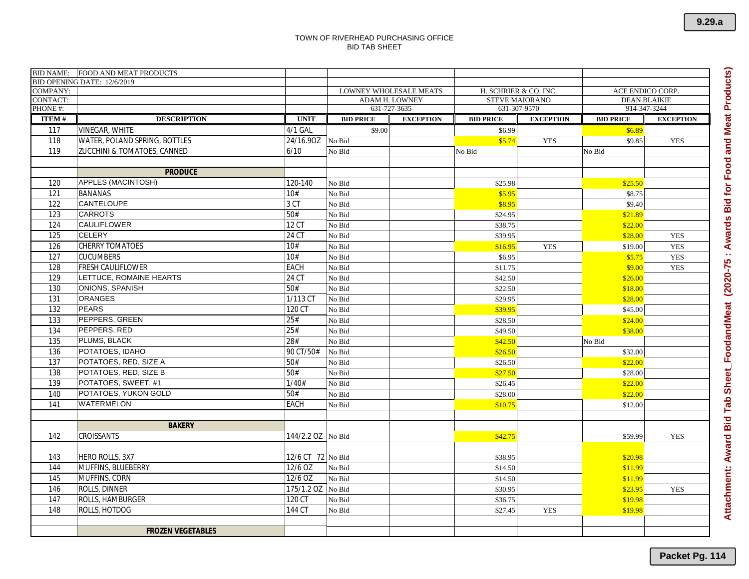TOWN OF RIVERHEAD PURCHASING OFFICE
BID TAB SHEET

| BID NAME: | FOOD AND MEAT PRODUCTS | | | | | | | |
|---|---|---|---|---|---|---|---|---|
| BID OPENING DATE: 12/6/2019 | | | | | | | | |
| COMPANY: | | | LOWNEY WHOLESALE MEATS | | H. SCHRIER & CO. INC. | | ACE ENDICO CORP. | |
| CONTACT: | | | ADAM H. LOWNEY | | STEVE MAIORANO | | DEAN BLAIKIE | |
| PHONE #: | | | 631-727-3635 | | 631-307-9570 | | 914-347-3244 | |
| **ITEM #** | **DESCRIPTION** | **UNIT** | **BID PRICE** | **EXCEPTION** | **BID PRICE** | **EXCEPTION** | **BID PRICE** | **EXCEPTION** |
| 117 | VINEGAR, WHITE | 4/1 GAL | $9.00 | | $6.99 | | $6.89 | |
| 118 | WATER, POLAND SPRING, BOTTLES | 24/16.9OZ | No Bid | | $5.74 | YES | $9.85 | YES |
| 119 | ZUCCHINI & TOMATOES, CANNED | 6/10 | No Bid | | No Bid | | No Bid | |
| | | | | | | | | |
| | **PRODUCE** | | | | | | | |
| 120 | APPLES (MACINTOSH) | 120-140 | No Bid | | $25.98 | | $25.50 | |
| 121 | BANANAS | 10# | No Bid | | $5.95 | | $8.75 | |
| 122 | CANTELOUPE | 3 CT | No Bid | | $8.95 | | $9.40 | |
| 123 | CARROTS | 50# | No Bid | | $24.95 | | $21.89 | |
| 124 | CAULIFLOWER | 12 CT | No Bid | | $38.75 | | $22.00 | |
| 125 | CELERY | 24 CT | No Bid | | $39.95 | | $28.00 | YES |
| 126 | CHERRY TOMATOES | 10# | No Bid | | $16.95 | YES | $19.00 | YES |
| 127 | CUCUMBERS | 10# | No Bid | | $6.95 | | $5.75 | YES |
| 128 | FRESH CAULIFLOWER | EACH | No Bid | | $11.75 | | $9.00 | YES |
| 129 | LETTUCE, ROMAINE HEARTS | 24 CT | No Bid | | $42.50 | | $26.00 | |
| 130 | ONIONS, SPANISH | 50# | No Bid | | $22.50 | | $18.00 | |
| 131 | ORANGES | 1/113 CT | No Bid | | $29.95 | | $28.00 | |
| 132 | PEARS | 120 CT | No Bid | | $39.95 | | $45.00 | |
| 133 | PEPPERS, GREEN | 25# | No Bid | | $28.50 | | $24.00 | |
| 134 | PEPPERS, RED | 25# | No Bid | | $49.50 | | $38.00 | |
| 135 | PLUMS, BLACK | 28# | No Bid | | $42.50 | | No Bid | |
| 136 | POTATOES, IDAHO | 90 CT/50# | No Bid | | $26.50 | | $32.00 | |
| 137 | POTATOES, RED, SIZE A | 50# | No Bid | | $26.50 | | $22.00 | |
| 138 | POTATOES, RED, SIZE B | 50# | No Bid | | $27.50 | | $28.00 | |
| 139 | POTATOES, SWEET, #1 | 1/40# | No Bid | | $26.45 | | $22.00 | |
| 140 | POTATOES, YUKON GOLD | 50# | No Bid | | $28.00 | | $22.00 | |
| 141 | WATERMELON | EACH | No Bid | | $10.75 | | $12.00 | |
| | | | | | | | | |
| | **BAKERY** | | | | | | | |
| 142 | CROISSANTS | 144/2.2 OZ | No Bid | | $42.75 | | $59.99 | YES |
| 143 | HERO ROLLS, 3X7 | 12/6 CT 72 | No Bid | | $38.95 | | $20.98 | |
| 144 | MUFFINS, BLUEBERRY | 12/6 OZ | No Bid | | $14.50 | | $11.99 | |
| 145 | MUFFINS, CORN | 12/6 OZ | No Bid | | $14.50 | | $11.99 | |
| 146 | ROLLS, DINNER | 175/1.2 OZ | No Bid | | $30.95 | | $23.95 | YES |
| 147 | ROLLS, HAMBURGER | 120 CT | No Bid | | $36.75 | | $19.98 | |
| 148 | ROLLS, HOTDOG | 144 CT | No Bid | | $27.45 | YES | $19.98 | |
| | | | | | | | | |
| | **FROZEN VEGETABLES** | | | | | | | |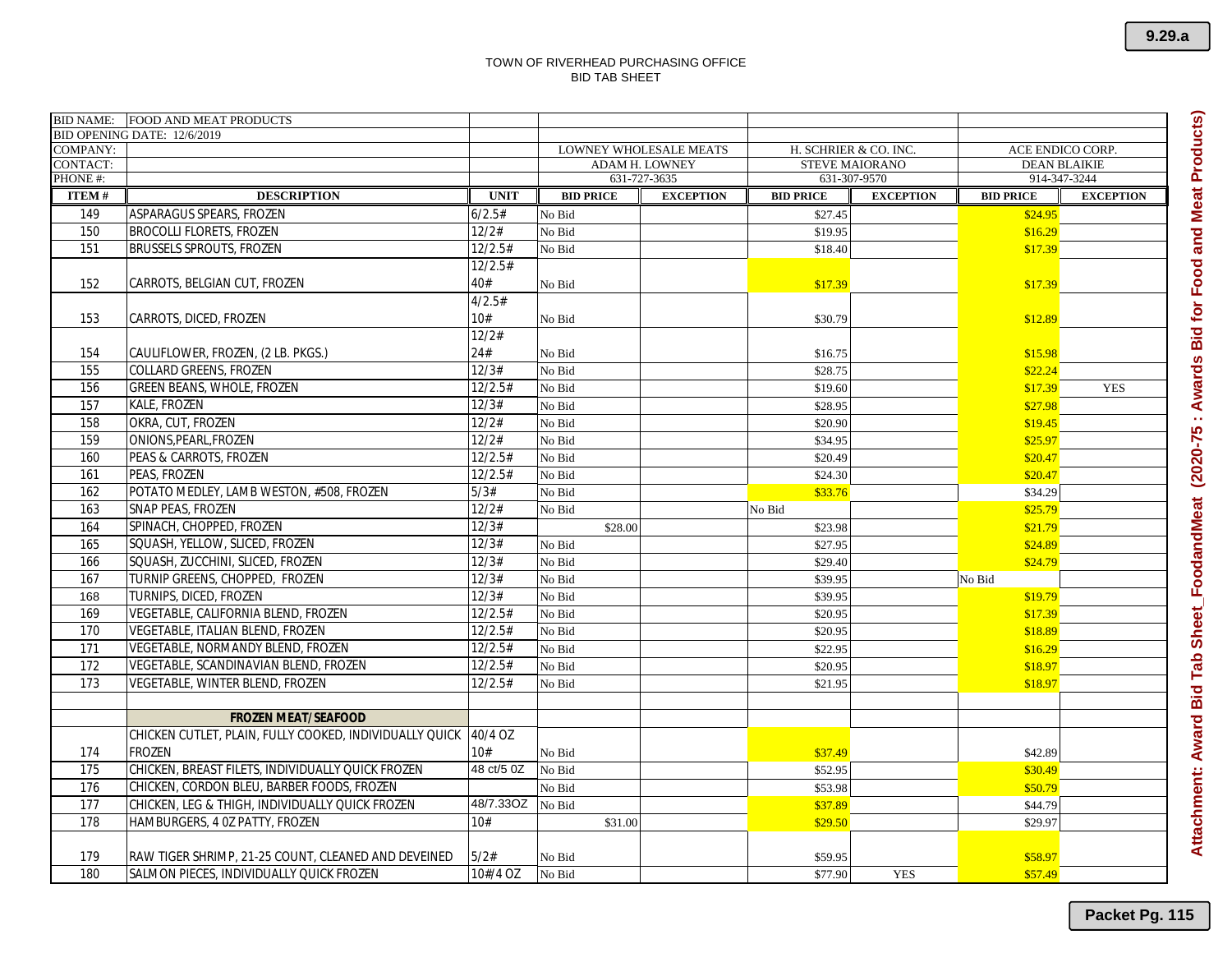TOWN OF RIVERHEAD PURCHASING OFFICE
BID TAB SHEET

| BID NAME: | FOOD AND MEAT PRODUCTS | | | | | | | |
|---|---|---|---|---|---|---|---|---|
| BID OPENING DATE: 12/6/2019 | | | | | | | | |
| COMPANY: | | | LOWNEY WHOLESALE MEATS | | H. SCHRIER & CO. INC. | | ACE ENDICO CORP. | |
| CONTACT: | | | ADAM H. LOWNEY | | STEVE MAIORANO | | DEAN BLAIKIE | |
| PHONE #: | | | 631-727-3635 | | 631-307-9570 | | 914-347-3244 | |
| **ITEM #** | **DESCRIPTION** | **UNIT** | **BID PRICE** | **EXCEPTION** | **BID PRICE** | **EXCEPTION** | **BID PRICE** | **EXCEPTION** |
| 149 | ASPARAGUS SPEARS, FROZEN | 6/2.5# | No Bid | | $27.45 | | $24.95 | |
| 150 | BROCOLLI FLORETS, FROZEN | 12/2# | No Bid | | $19.95 | | $16.29 | |
| 151 | BRUSSELS SPROUTS, FROZEN | 12/2.5# | No Bid | | $18.40 | | $17.39 | |
| 152 | CARROTS, BELGIAN CUT, FROZEN | 12/2.5# 40# | No Bid | | $17.39 | | $17.39 | |
| 153 | CARROTS, DICED, FROZEN | 4/2.5# 10# | No Bid | | $30.79 | | $12.89 | |
| 154 | CAULIFLOWER, FROZEN, (2 LB. PKGS.) | 12/2# 24# | No Bid | | $16.75 | | $15.98 | |
| 155 | COLLARD GREENS, FROZEN | 12/3# | No Bid | | $28.75 | | $22.24 | |
| 156 | GREEN BEANS, WHOLE, FROZEN | 12/2.5# | No Bid | | $19.60 | | $17.39 | YES |
| 157 | KALE, FROZEN | 12/3# | No Bid | | $28.95 | | $27.98 | |
| 158 | OKRA, CUT, FROZEN | 12/2# | No Bid | | $20.90 | | $19.45 | |
| 159 | ONIONS,PEARL,FROZEN | 12/2# | No Bid | | $34.95 | | $25.97 | |
| 160 | PEAS & CARROTS, FROZEN | 12/2.5# | No Bid | | $20.49 | | $20.47 | |
| 161 | PEAS, FROZEN | 12/2.5# | No Bid | | $24.30 | | $20.47 | |
| 162 | POTATO MEDLEY, LAMB WESTON, #508, FROZEN | 5/3# | No Bid | | $33.76 | | $34.29 | |
| 163 | SNAP PEAS, FROZEN | 12/2# | No Bid | | No Bid | | $25.79 | |
| 164 | SPINACH, CHOPPED, FROZEN | 12/3# | $28.00 | | $23.98 | | $21.79 | |
| 165 | SQUASH, YELLOW, SLICED, FROZEN | 12/3# | No Bid | | $27.95 | | $24.89 | |
| 166 | SQUASH, ZUCCHINI, SLICED, FROZEN | 12/3# | No Bid | | $29.40 | | $24.79 | |
| 167 | TURNIP GREENS, CHOPPED, FROZEN | 12/3# | No Bid | | $39.95 | | No Bid | |
| 168 | TURNIPS, DICED, FROZEN | 12/3# | No Bid | | $39.95 | | $19.79 | |
| 169 | VEGETABLE, CALIFORNIA BLEND, FROZEN | 12/2.5# | No Bid | | $20.95 | | $17.39 | |
| 170 | VEGETABLE, ITALIAN BLEND, FROZEN | 12/2.5# | No Bid | | $20.95 | | $18.89 | |
| 171 | VEGETABLE, NORMANDY BLEND, FROZEN | 12/2.5# | No Bid | | $22.95 | | $16.29 | |
| 172 | VEGETABLE, SCANDINAVIAN BLEND, FROZEN | 12/2.5# | No Bid | | $20.95 | | $18.97 | |
| 173 | VEGETABLE, WINTER BLEND, FROZEN | 12/2.5# | No Bid | | $21.95 | | $18.97 | |
| | | | | | | | | |
| | **FROZEN MEAT/SEAFOOD** | | | | | | | |
| 174 | CHICKEN CUTLET, PLAIN, FULLY COOKED, INDIVIDUALLY QUICK FROZEN | 40/4 OZ 10# | No Bid | | $37.49 | | $42.89 | |
| 175 | CHICKEN, BREAST FILETS, INDIVIDUALLY QUICK FROZEN | 48 ct/5 OZ | No Bid | | $52.95 | | $30.49 | |
| 176 | CHICKEN, CORDON BLEU, BARBER FOODS, FROZEN | | No Bid | | $53.98 | | $50.79 | |
| 177 | CHICKEN, LEG & THIGH, INDIVIDUALLY QUICK FROZEN | 48/7.33OZ | No Bid | | $37.89 | | $44.79 | |
| 178 | HAMBURGERS, 4 OZ PATTY, FROZEN | 10# | $31.00 | | $29.50 | | $29.97 | |
| 179 | RAW TIGER SHRIMP, 21-25 COUNT, CLEANED AND DEVEINED | 5/2# | No Bid | | $59.95 | | $58.97 | |
| 180 | SALMON PIECES, INDIVIDUALLY QUICK FROZEN | 10#/4 OZ | No Bid | | $77.90 | YES | $57.49 | |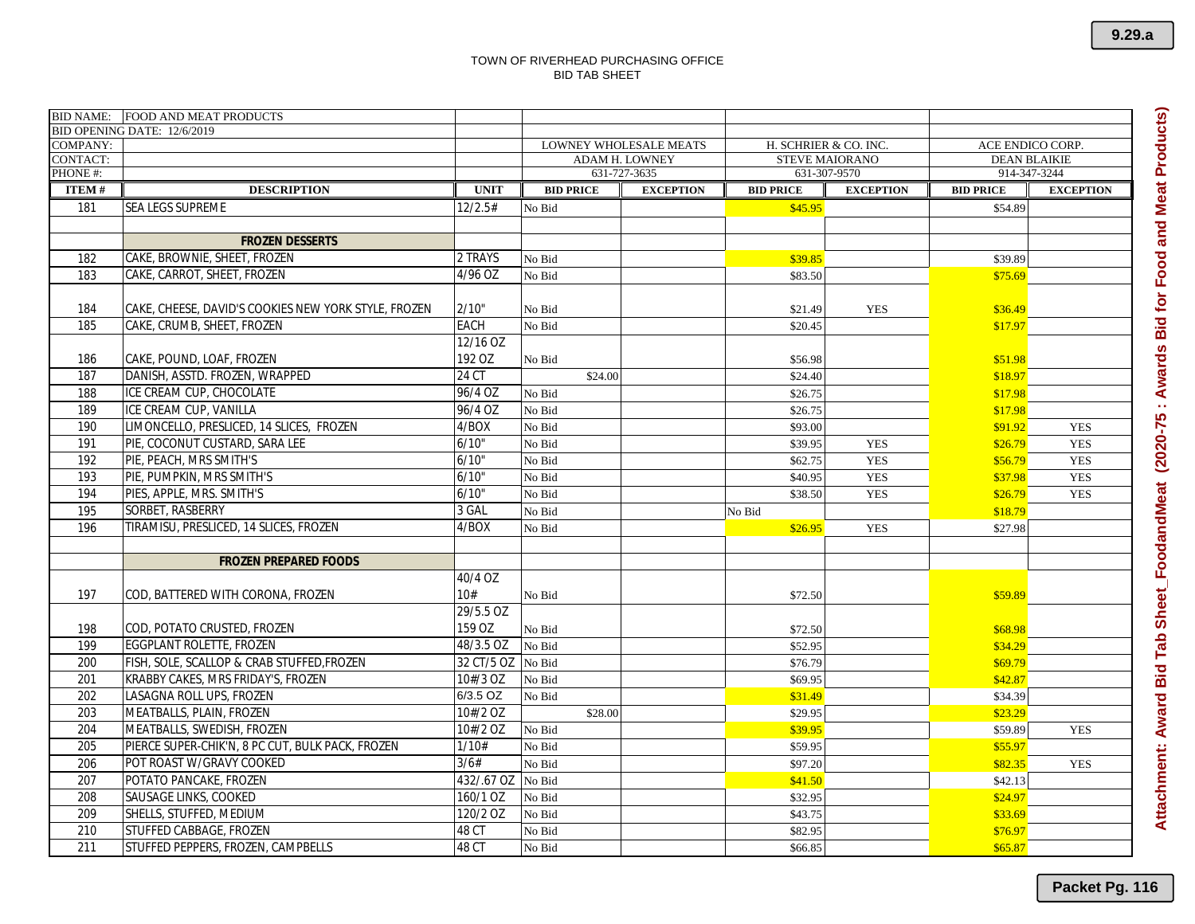TOWN OF RIVERHEAD PURCHASING OFFICE
BID TAB SHEET

| BID NAME: | FOOD AND MEAT PRODUCTS | | | | | | | |
|---|---|---|---|---|---|---|---|---|
| BID OPENING DATE: 12/6/2019 | | | | | | | | |
| COMPANY: | | | LOWNEY WHOLESALE MEATS | | H. SCHRIER & CO. INC. | | ACE ENDICO CORP. | |
| CONTACT: | | | ADAM H. LOWNEY | | STEVE MAIORANO | | DEAN BLAIKIE | |
| PHONE #: | | | 631-727-3635 | | 631-307-9570 | | 914-347-3244 | |
| **ITEM #** | **DESCRIPTION** | **UNIT** | **BID PRICE** | **EXCEPTION** | **BID PRICE** | **EXCEPTION** | **BID PRICE** | **EXCEPTION** |
| 181 | SEA LEGS SUPREME | 12/2.5# | No Bid | | $45.95 | | $54.89 | |
| | | | | | | | | |
| | **FROZEN DESSERTS** | | | | | | | |
| 182 | CAKE, BROWNIE, SHEET, FROZEN | 2 TRAYS | No Bid | | $39.85 | | $39.89 | |
| 183 | CAKE, CARROT, SHEET, FROZEN | 4/96 OZ | No Bid | | $83.50 | | $75.69 | |
| 184 | CAKE, CHEESE, DAVID'S COOKIES NEW YORK STYLE, FROZEN | 2/10" | No Bid | | $21.49 | YES | $36.49 | |
| 185 | CAKE, CRUMB, SHEET, FROZEN | EACH | No Bid | | $20.45 | | $17.97 | |
| 186 | CAKE, POUND, LOAF, FROZEN | 12/16 OZ 192 OZ | No Bid | | $56.98 | | $51.98 | |
| 187 | DANISH, ASSTD. FROZEN, WRAPPED | 24 CT | $24.00 | | $24.40 | | $18.97 | |
| 188 | ICE CREAM CUP, CHOCOLATE | 96/4 OZ | No Bid | | $26.75 | | $17.98 | |
| 189 | ICE CREAM CUP, VANILLA | 96/4 OZ | No Bid | | $26.75 | | $17.98 | |
| 190 | LIMONCELLO, PRESLICED, 14 SLICES, FROZEN | 4/BOX | No Bid | | $93.00 | | $91.92 | YES |
| 191 | PIE, COCONUT CUSTARD, SARA LEE | 6/10" | No Bid | | $39.95 | YES | $26.79 | YES |
| 192 | PIE, PEACH, MRS SMITH'S | 6/10" | No Bid | | $62.75 | YES | $56.79 | YES |
| 193 | PIE, PUMPKIN, MRS SMITH'S | 6/10" | No Bid | | $40.95 | YES | $37.98 | YES |
| 194 | PIES, APPLE, MRS. SMITH'S | 6/10" | No Bid | | $38.50 | YES | $26.79 | YES |
| 195 | SORBET, RASBERRY | 3 GAL | No Bid | | No Bid | | $18.79 | |
| 196 | TIRAMISU, PRESLICED, 14 SLICES, FROZEN | 4/BOX | No Bid | | $26.95 | YES | $27.98 | |
| | | | | | | | | |
| | **FROZEN PREPARED FOODS** | | | | | | | |
| 197 | COD, BATTERED WITH CORONA, FROZEN | 40/4 OZ 10# | No Bid | | $72.50 | | $59.89 | |
| 198 | COD, POTATO CRUSTED, FROZEN | 29/5.5 OZ 159 OZ | No Bid | | $72.50 | | $68.98 | |
| 199 | EGGPLANT ROLETTE, FROZEN | 48/3.5 OZ | No Bid | | $52.95 | | $34.29 | |
| 200 | FISH, SOLE, SCALLOP & CRAB STUFFED,FROZEN | 32 CT/5 OZ | No Bid | | $76.79 | | $69.79 | |
| 201 | KRABBY CAKES, MRS FRIDAY'S, FROZEN | 10#/3 OZ | No Bid | | $69.95 | | $42.87 | |
| 202 | LASAGNA ROLL UPS, FROZEN | 6/3.5 OZ | No Bid | | $31.49 | | $34.39 | |
| 203 | MEATBALLS, PLAIN, FROZEN | 10#/2 OZ | $28.00 | | $29.95 | | $23.29 | |
| 204 | MEATBALLS, SWEDISH, FROZEN | 10#/2 OZ | No Bid | | $39.95 | | $59.89 | YES |
| 205 | PIERCE SUPER-CHIK'N, 8 PC CUT, BULK PACK, FROZEN | 1/10# | No Bid | | $59.95 | | $55.97 | |
| 206 | POT ROAST W/GRAVY COOKED | 3/6# | No Bid | | $97.20 | | $82.35 | YES |
| 207 | POTATO PANCAKE, FROZEN | 432/.67 OZ | No Bid | | $41.50 | | $42.13 | |
| 208 | SAUSAGE LINKS, COOKED | 160/1 OZ | No Bid | | $32.95 | | $24.97 | |
| 209 | SHELLS, STUFFED, MEDIUM | 120/2 OZ | No Bid | | $43.75 | | $33.69 | |
| 210 | STUFFED CABBAGE, FROZEN | 48 CT | No Bid | | $82.95 | | $76.97 | |
| 211 | STUFFED PEPPERS, FROZEN, CAMPBELLS | 48 CT | No Bid | | $66.85 | | $65.87 | |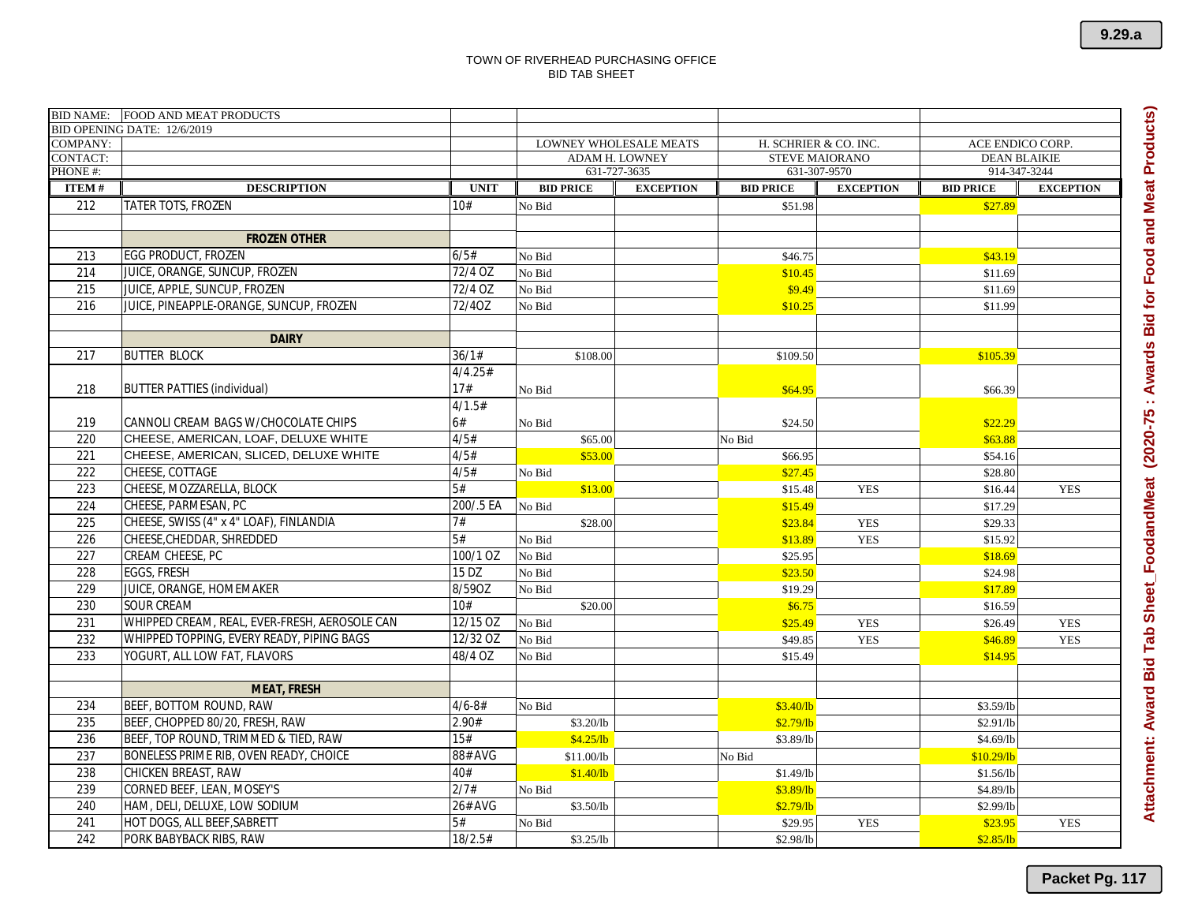TOWN OF RIVERHEAD PURCHASING OFFICE
BID TAB SHEET

| BID NAME: FOOD AND MEAT PRODUCTS | | | | | | | | |
|---|---|---|---|---|---|---|---|---|
| BID OPENING DATE: 12/6/2019 | | | | | | | | |
| COMPANY: | | | LOWNEY WHOLESALE MEATS | | H. SCHRIER & CO. INC. | | ACE ENDICO CORP. | |
| CONTACT: | | | ADAM H. LOWNEY | | STEVE MAIORANO | | DEAN BLAIKIE | |
| PHONE #: | | | 631-727-3635 | | 631-307-9570 | | 914-347-3244 | |
| **ITEM #** | **DESCRIPTION** | **UNIT** | **BID PRICE** | **EXCEPTION** | **BID PRICE** | **EXCEPTION** | **BID PRICE** | **EXCEPTION** |
| 212 | TATER TOTS, FROZEN | 10# | No Bid | | $51.98 | | $27.89 | |
| | | | | | | | | |
| | **FROZEN OTHER** | | | | | | | |
| 213 | EGG PRODUCT, FROZEN | 6/5# | No Bid | | $46.75 | | $43.19 | |
| 214 | JUICE, ORANGE, SUNCUP, FROZEN | 72/4 OZ | No Bid | | $10.45 | | $11.69 | |
| 215 | JUICE, APPLE, SUNCUP, FROZEN | 72/4 OZ | No Bid | | $9.49 | | $11.69 | |
| 216 | JUICE, PINEAPPLE-ORANGE, SUNCUP, FROZEN | 72/4OZ | No Bid | | $10.25 | | $11.99 | |
| | | | | | | | | |
| | **DAIRY** | | | | | | | |
| 217 | BUTTER BLOCK | 36/1# | $108.00 | | $109.50 | | $105.39 | |
| 218 | BUTTER PATTIES (individual) | 4/4.25# 17# | No Bid | | $64.95 | | $66.39 | |
| 219 | CANNOLI CREAM BAGS W/CHOCOLATE CHIPS | 4/1.5# 6# | No Bid | | $24.50 | | $22.29 | |
| 220 | CHEESE, AMERICAN, LOAF, DELUXE WHITE | 4/5# | $65.00 | | No Bid | | $63.88 | |
| 221 | CHEESE, AMERICAN, SLICED, DELUXE WHITE | 4/5# | $53.00 | | $66.95 | | $54.16 | |
| 222 | CHEESE, COTTAGE | 4/5# | No Bid | | $27.45 | | $28.80 | |
| 223 | CHEESE, MOZZARELLA, BLOCK | 5# | $13.00 | | $15.48 | YES | $16.44 | YES |
| 224 | CHEESE, PARMESAN, PC | 200/.5 EA | No Bid | | $15.49 | | $17.29 | |
| 225 | CHEESE, SWISS (4" x 4" LOAF), FINLANDIA | 7# | $28.00 | | $23.84 | YES | $29.33 | |
| 226 | CHEESE,CHEDDAR, SHREDDED | 5# | No Bid | | $13.89 | YES | $15.92 | |
| 227 | CREAM CHEESE, PC | 100/1 OZ | No Bid | | $25.95 | | $18.69 | |
| 228 | EGGS, FRESH | 15 DZ | No Bid | | $23.50 | | $24.98 | |
| 229 | JUICE, ORANGE, HOMEMAKER | 8/59OZ | No Bid | | $19.29 | | $17.89 | |
| 230 | SOUR CREAM | 10# | $20.00 | | $6.75 | | $16.59 | |
| 231 | WHIPPED CREAM, REAL, EVER-FRESH, AEROSOLE CAN | 12/15 OZ | No Bid | | $25.49 | YES | $26.49 | YES |
| 232 | WHIPPED TOPPING, EVERY READY, PIPING BAGS | 12/32 OZ | No Bid | | $49.85 | YES | $46.89 | YES |
| 233 | YOGURT, ALL LOW FAT, FLAVORS | 48/4 OZ | No Bid | | $15.49 | | $14.95 | |
| | | | | | | | | |
| | **MEAT, FRESH** | | | | | | | |
| 234 | BEEF, BOTTOM ROUND, RAW | 4/6-8# | No Bid | | $3.40/lb | | $3.59/lb | |
| 235 | BEEF, CHOPPED 80/20, FRESH, RAW | 2.90# | $3.20/lb | | $2.79/lb | | $2.91/lb | |
| 236 | BEEF, TOP ROUND, TRIMMED & TIED, RAW | 15# | $4.25/lb | | $3.89/lb | | $4.69/lb | |
| 237 | BONELESS PRIME RIB, OVEN READY, CHOICE | 88# AVG | $11.00/lb | | No Bid | | $10.29/lb | |
| 238 | CHICKEN BREAST, RAW | 40# | $1.40/lb | | $1.49/lb | | $1.56/lb | |
| 239 | CORNED BEEF, LEAN, MOSEY'S | 2/7# | No Bid | | $3.89/lb | | $4.89/lb | |
| 240 | HAM, DELI, DELUXE, LOW SODIUM | 26# AVG | $3.50/lb | | $2.79/lb | | $2.99/lb | |
| 241 | HOT DOGS, ALL BEEF,SABRETT | 5# | No Bid | | $29.95 | YES | $23.95 | YES |
| 242 | PORK BABYBACK RIBS, RAW | 18/2.5# | $3.25/lb | | $2.98/lb | | $2.85/lb | |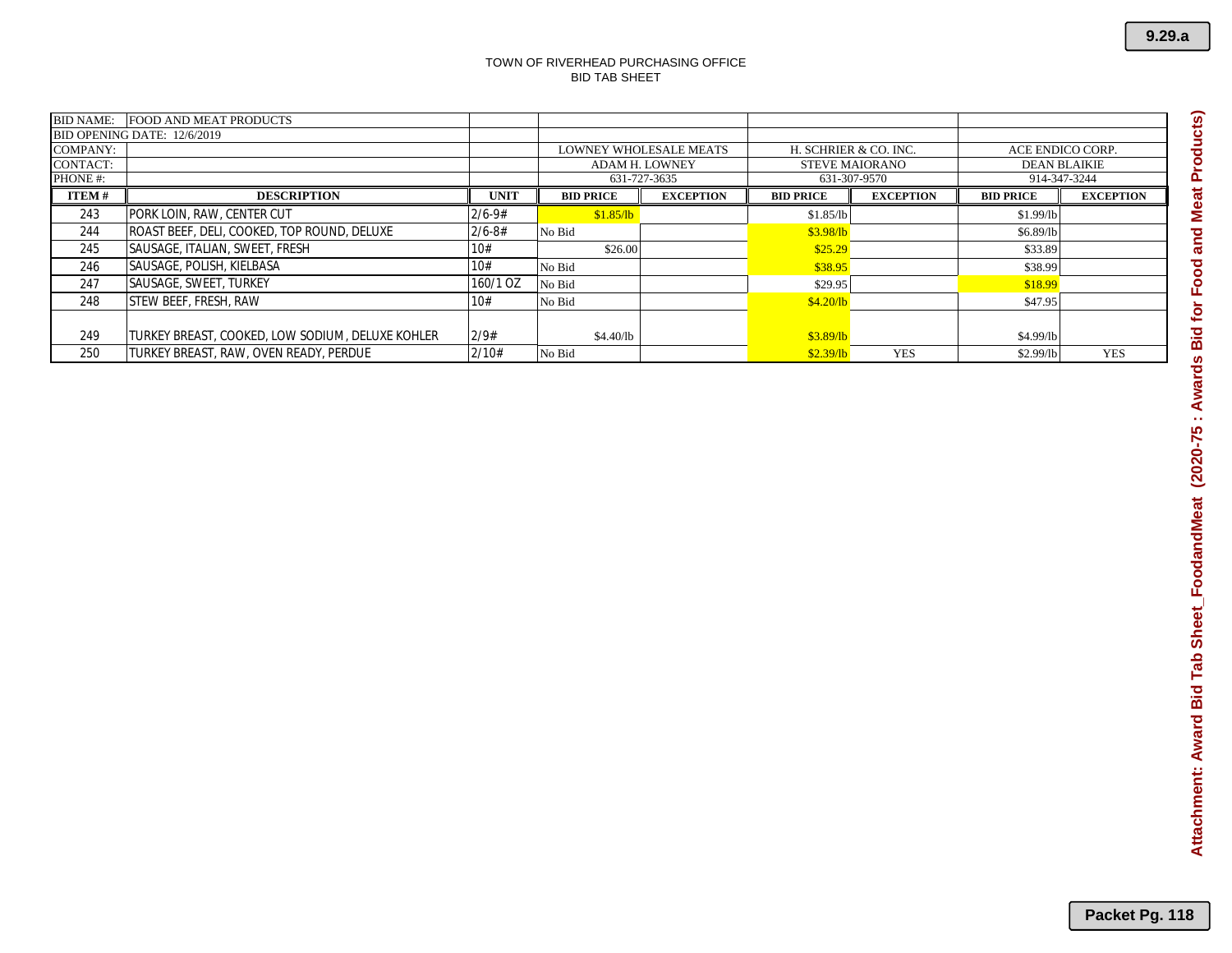TOWN OF RIVERHEAD PURCHASING OFFICE
BID TAB SHEET

| BID NAME: | FOOD AND MEAT PRODUCTS | | | | | | | |
|---|---|---|---|---|---|---|---|---|
| BID OPENING DATE: 12/6/2019 | | | | | | | | |
| COMPANY: | | | LOWNEY WHOLESALE MEATS | | H. SCHRIER & CO. INC. | | ACE ENDICO CORP. | |
| CONTACT: | | | ADAM H. LOWNEY | | STEVE MAIORANO | | DEAN BLAIKIE | |
| PHONE #: | | | 631-727-3635 | | 631-307-9570 | | 914-347-3244 | |
| **ITEM #** | **DESCRIPTION** | **UNIT** | **BID PRICE** | **EXCEPTION** | **BID PRICE** | **EXCEPTION** | **BID PRICE** | **EXCEPTION** |
| 243 | PORK LOIN, RAW, CENTER CUT | 2/6-9# | $1.85/lb | | $1.85/lb | | $1.99/lb | |
| 244 | ROAST BEEF, DELI, COOKED, TOP ROUND, DELUXE | 2/6-8# | No Bid | | $3.98/lb | | $6.89/lb | |
| 245 | SAUSAGE, ITALIAN, SWEET, FRESH | 10# | $26.00 | | $25.29 | | $33.89 | |
| 246 | SAUSAGE, POLISH, KIELBASA | 10# | No Bid | | $38.95 | | $38.99 | |
| 247 | SAUSAGE, SWEET, TURKEY | 160/1 OZ | No Bid | | $29.95 | | $18.99 | |
| 248 | STEW BEEF, FRESH, RAW | 10# | No Bid | | $4.20/lb | | $47.95 | |
| 249 | TURKEY BREAST, COOKED, LOW SODIUM, DELUXE KOHLER | 2/9# | $4.40/lb | | $3.89/lb | | $4.99/lb | |
| 250 | TURKEY BREAST, RAW, OVEN READY, PERDUE | 2/10# | No Bid | | $2.39/lb | YES | $2.99/lb | YES |